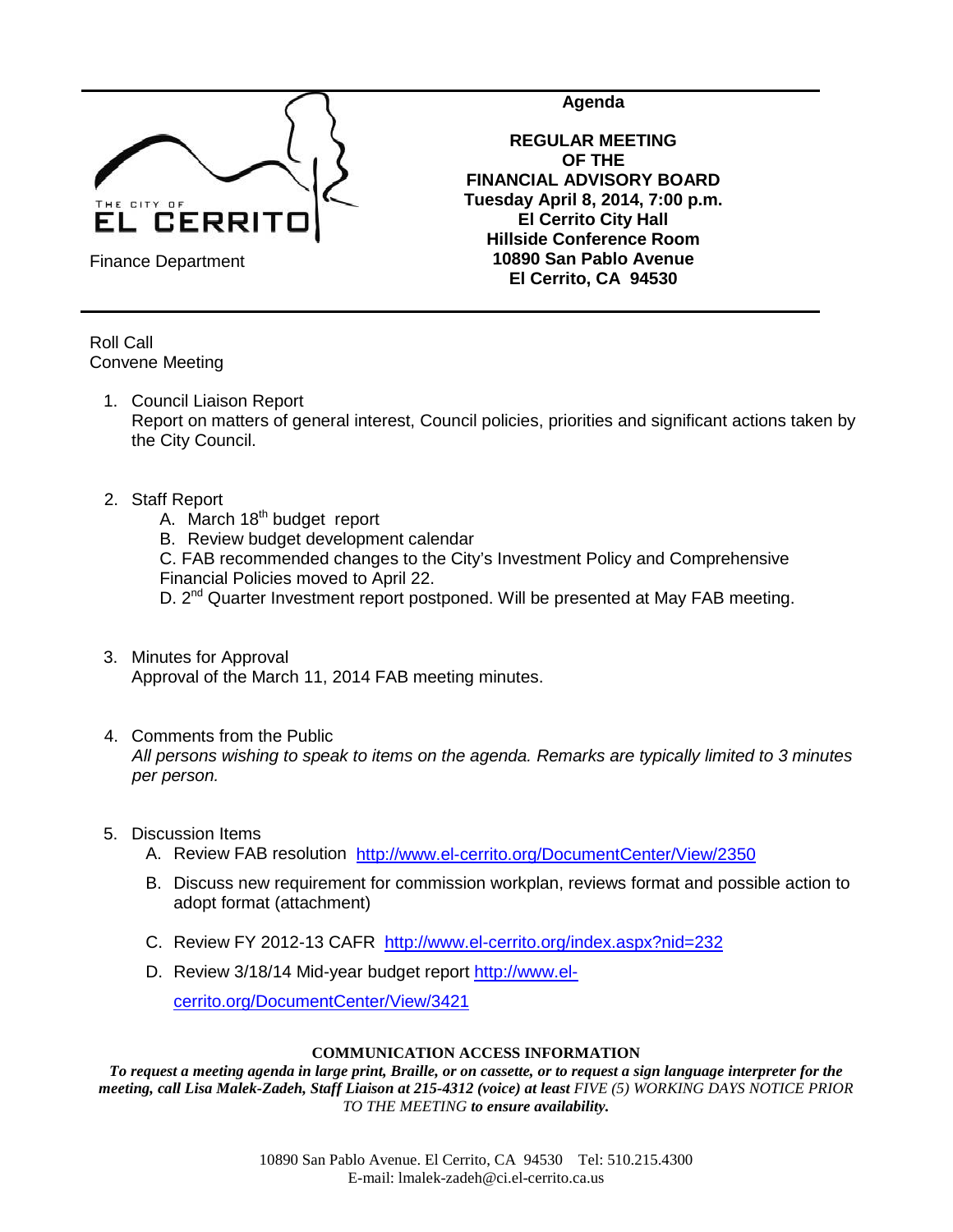THE CITY OF EL CERRITO

Finance Department

**Agenda**

**REGULAR MEETING**
**OF THE**
**FINANCIAL ADVISORY BOARD**
**Tuesday April 8, 2014, 7:00 p.m.**
**El Cerrito City Hall**
**Hillside Conference Room**
**10890 San Pablo Avenue**
**El Cerrito, CA 94530**

Roll Call
Convene Meeting

1. Council Liaison Report
   Report on matters of general interest, Council policies, priorities and significant actions taken by the City Council.

2. Staff Report
   A. March 18th budget report
   B. Review budget development calendar
   C. FAB recommended changes to the City's Investment Policy and Comprehensive Financial Policies moved to April 22.
   D. 2nd Quarter Investment report postponed. Will be presented at May FAB meeting.

3. Minutes for Approval
   Approval of the March 11, 2014 FAB meeting minutes.

4. Comments from the Public
   *All persons wishing to speak to items on the agenda. Remarks are typically limited to 3 minutes per person.*

5. Discussion Items
   A. Review FAB resolution http://www.el-cerrito.org/DocumentCenter/View/2350
   B. Discuss new requirement for commission workplan, reviews format and possible action to adopt format (attachment)
   C. Review FY 2012-13 CAFR http://www.el-cerrito.org/index.aspx?nid=232
   D. Review 3/18/14 Mid-year budget report http://www.el-cerrito.org/DocumentCenter/View/3421

**COMMUNICATION ACCESS INFORMATION**

***To request a meeting agenda in large print, Braille, or on cassette, or to request a sign language interpreter for the meeting, call Lisa Malek-Zadeh, Staff Liaison at 215-4312 (voice) at least*** *FIVE (5) WORKING DAYS NOTICE PRIOR TO THE MEETING* ***to ensure availability.***

10890 San Pablo Avenue. El Cerrito, CA 94530 Tel: 510.215.4300
E-mail: lmalek-zadeh@ci.el-cerrito.ca.us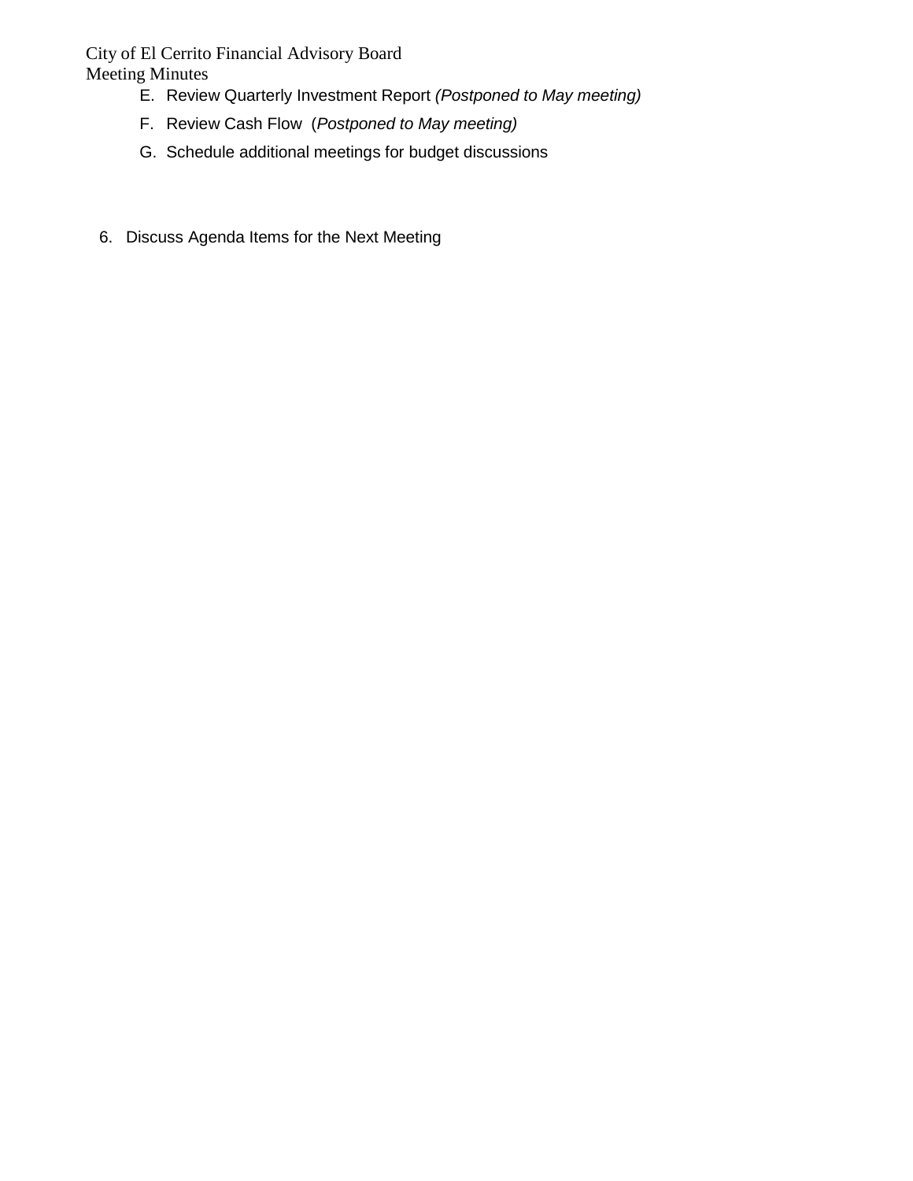E. Review Quarterly Investment Report *(Postponed to May meeting)*

F. Review Cash Flow (*Postponed to May meeting)*

G. Schedule additional meetings for budget discussions

6. Discuss Agenda Items for the Next Meeting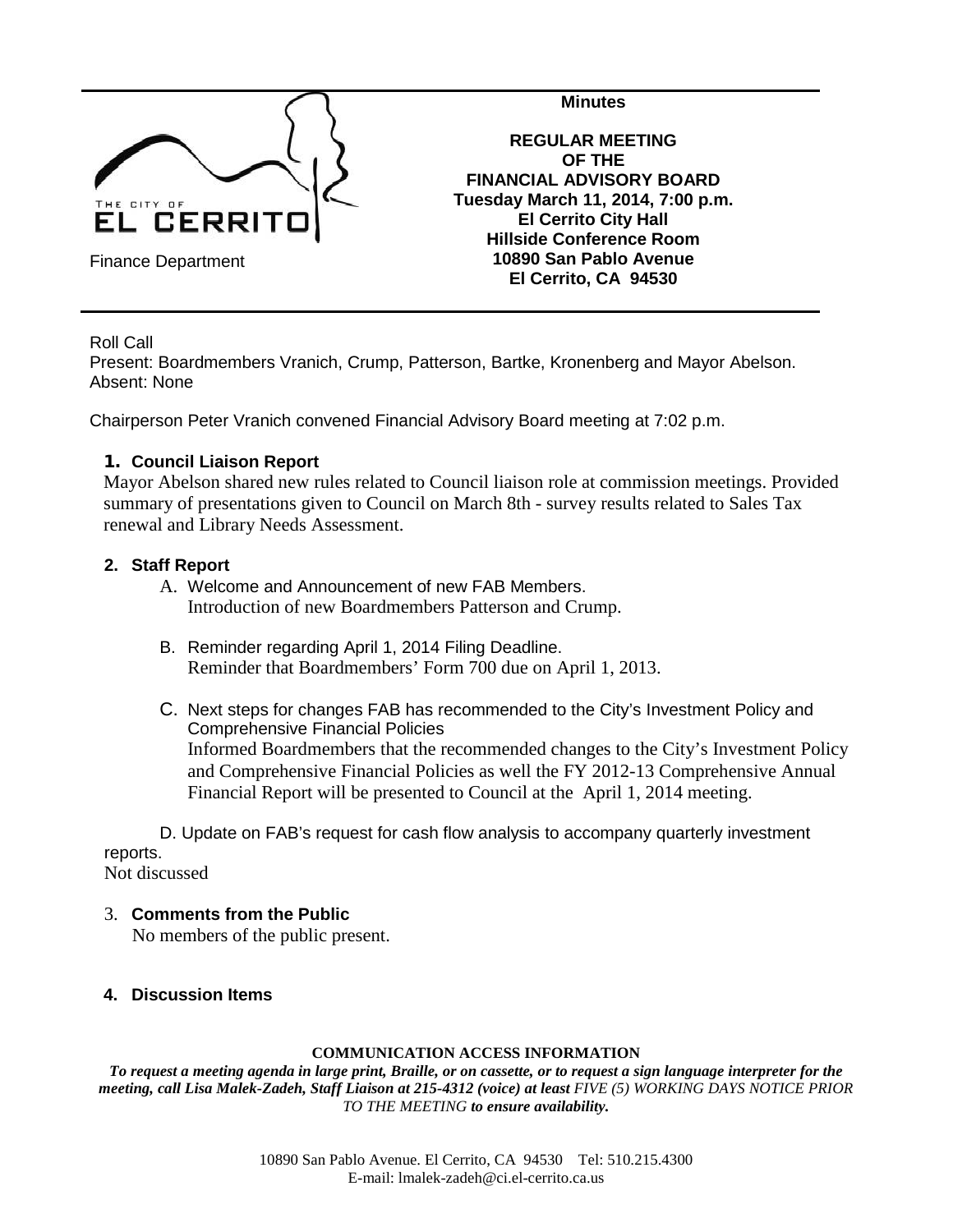Finance Department

**Minutes**

**REGULAR MEETING OF THE FINANCIAL ADVISORY BOARD**
**Tuesday March 11, 2014, 7:00 p.m.**
**El Cerrito City Hall**
**Hillside Conference Room**
**10890 San Pablo Avenue**
**El Cerrito, CA 94530**

Roll Call
Present: Boardmembers Vranich, Crump, Patterson, Bartke, Kronenberg and Mayor Abelson.
Absent: None

Chairperson Peter Vranich convened Financial Advisory Board meeting at 7:02 p.m.

**1. Council Liaison Report**

Mayor Abelson shared new rules related to Council liaison role at commission meetings. Provided summary of presentations given to Council on March 8th - survey results related to Sales Tax renewal and Library Needs Assessment.

**2. Staff Report**

A. Welcome and Announcement of new FAB Members.
Introduction of new Boardmembers Patterson and Crump.

B. Reminder regarding April 1, 2014 Filing Deadline.
Reminder that Boardmembers' Form 700 due on April 1, 2013.

C. Next steps for changes FAB has recommended to the City's Investment Policy and Comprehensive Financial Policies
Informed Boardmembers that the recommended changes to the City's Investment Policy and Comprehensive Financial Policies as well the FY 2012-13 Comprehensive Annual Financial Report will be presented to Council at the April 1, 2014 meeting.

D. Update on FAB's request for cash flow analysis to accompany quarterly investment reports.
Not discussed

3. **Comments from the Public**
No members of the public present.

**4. Discussion Items**

**COMMUNICATION ACCESS INFORMATION**

***To request a meeting agenda in large print, Braille, or on cassette, or to request a sign language interpreter for the meeting, call Lisa Malek-Zadeh, Staff Liaison at 215-4312 (voice) at least** FIVE (5) WORKING DAYS NOTICE PRIOR TO THE MEETING **to ensure availability.***

10890 San Pablo Avenue. El Cerrito, CA 94530 Tel: 510.215.4300
E-mail: lmalek-zadeh@ci.el-cerrito.ca.us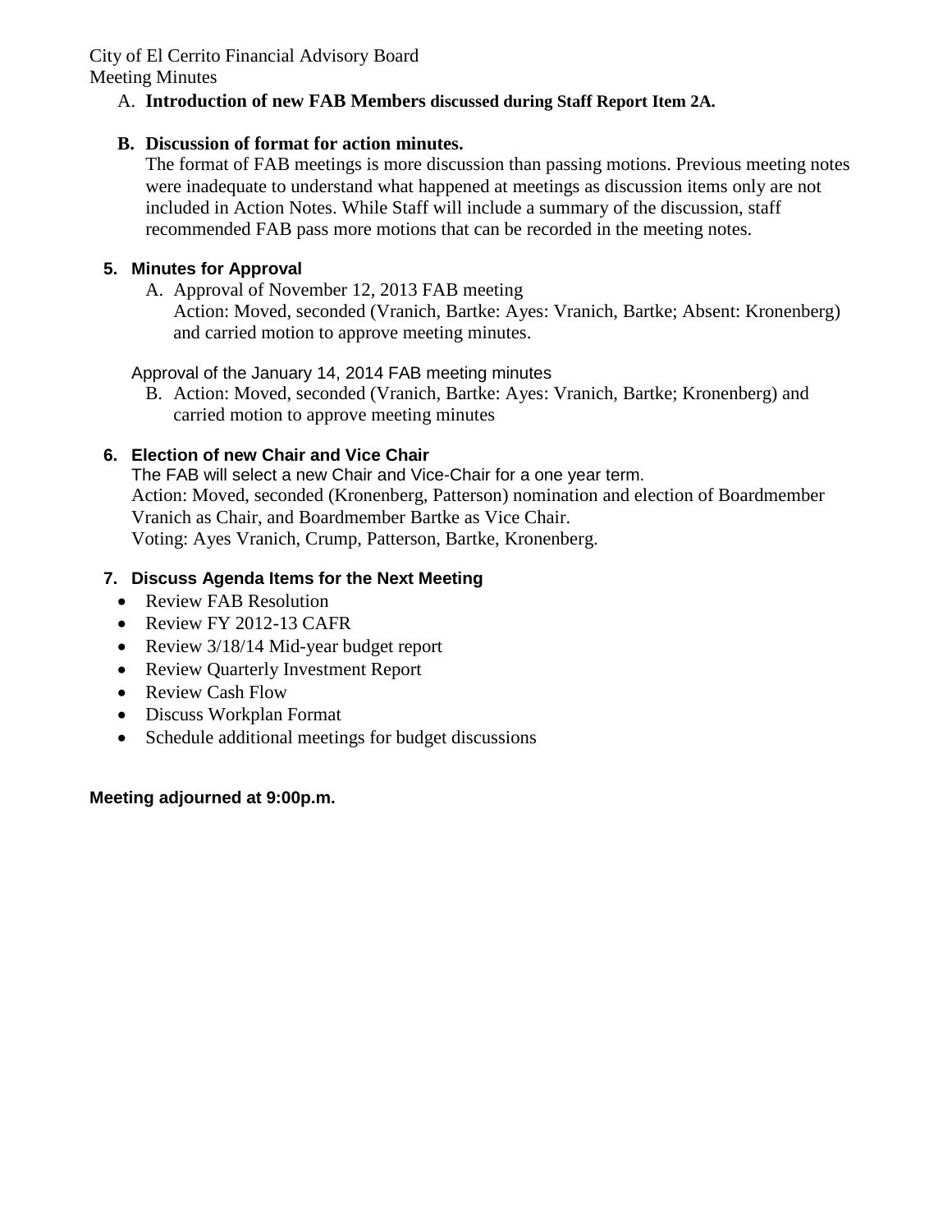City of El Cerrito Financial Advisory Board
Meeting Minutes

A. **Introduction of new FAB Members discussed during Staff Report Item 2A.**

**B. Discussion of format for action minutes.**
The format of FAB meetings is more discussion than passing motions. Previous meeting notes were inadequate to understand what happened at meetings as discussion items only are not included in Action Notes. While Staff will include a summary of the discussion, staff recommended FAB pass more motions that can be recorded in the meeting notes.

**5. Minutes for Approval**

A. Approval of November 12, 2013 FAB meeting
Action: Moved, seconded (Vranich, Bartke: Ayes: Vranich, Bartke; Absent: Kronenberg) and carried motion to approve meeting minutes.

Approval of the January 14, 2014 FAB meeting minutes

B. Action: Moved, seconded (Vranich, Bartke: Ayes: Vranich, Bartke; Kronenberg) and carried motion to approve meeting minutes

**6. Election of new Chair and Vice Chair**

The FAB will select a new Chair and Vice-Chair for a one year term.
Action: Moved, seconded (Kronenberg, Patterson) nomination and election of Boardmember Vranich as Chair, and Boardmember Bartke as Vice Chair.
Voting: Ayes Vranich, Crump, Patterson, Bartke, Kronenberg.

**7. Discuss Agenda Items for the Next Meeting**

- Review FAB Resolution
- Review FY 2012-13 CAFR
- Review 3/18/14 Mid-year budget report
- Review Quarterly Investment Report
- Review Cash Flow
- Discuss Workplan Format
- Schedule additional meetings for budget discussions

**Meeting adjourned at 9:00p.m.**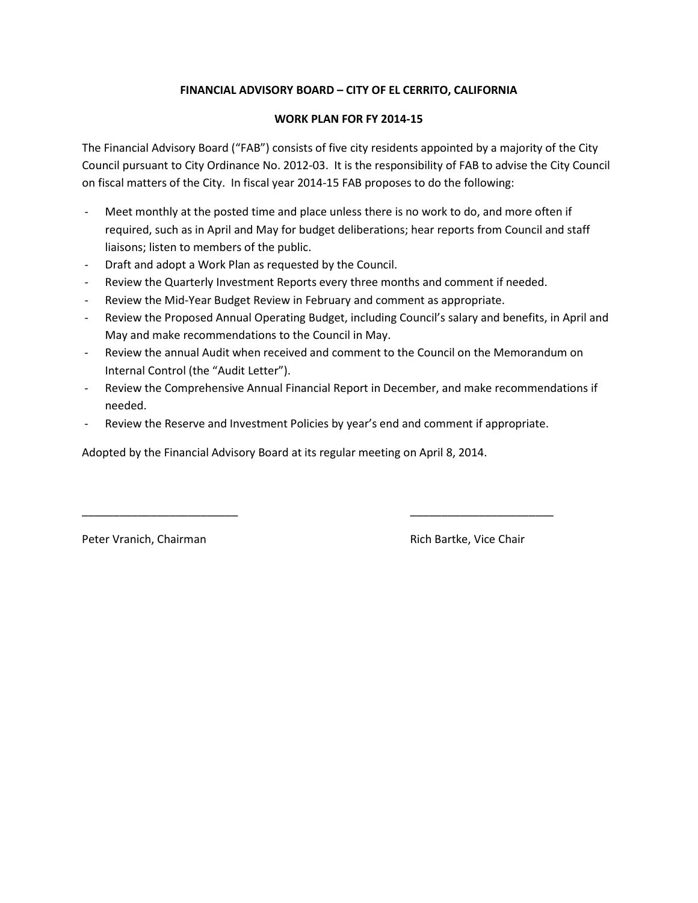**FINANCIAL ADVISORY BOARD – CITY OF EL CERRITO, CALIFORNIA**

**WORK PLAN FOR FY 2014-15**

The Financial Advisory Board ("FAB") consists of five city residents appointed by a majority of the City Council pursuant to City Ordinance No. 2012-03. It is the responsibility of FAB to advise the City Council on fiscal matters of the City. In fiscal year 2014-15 FAB proposes to do the following:

- Meet monthly at the posted time and place unless there is no work to do, and more often if required, such as in April and May for budget deliberations; hear reports from Council and staff liaisons; listen to members of the public.
- Draft and adopt a Work Plan as requested by the Council.
- Review the Quarterly Investment Reports every three months and comment if needed.
- Review the Mid-Year Budget Review in February and comment as appropriate.
- Review the Proposed Annual Operating Budget, including Council's salary and benefits, in April and May and make recommendations to the Council in May.
- Review the annual Audit when received and comment to the Council on the Memorandum on Internal Control (the "Audit Letter").
- Review the Comprehensive Annual Financial Report in December, and make recommendations if needed.
- Review the Reserve and Investment Policies by year's end and comment if appropriate.

Adopted by the Financial Advisory Board at its regular meeting on April 8, 2014.

_________________________ _______________________

Peter Vranich, Chairman Rich Bartke, Vice Chair